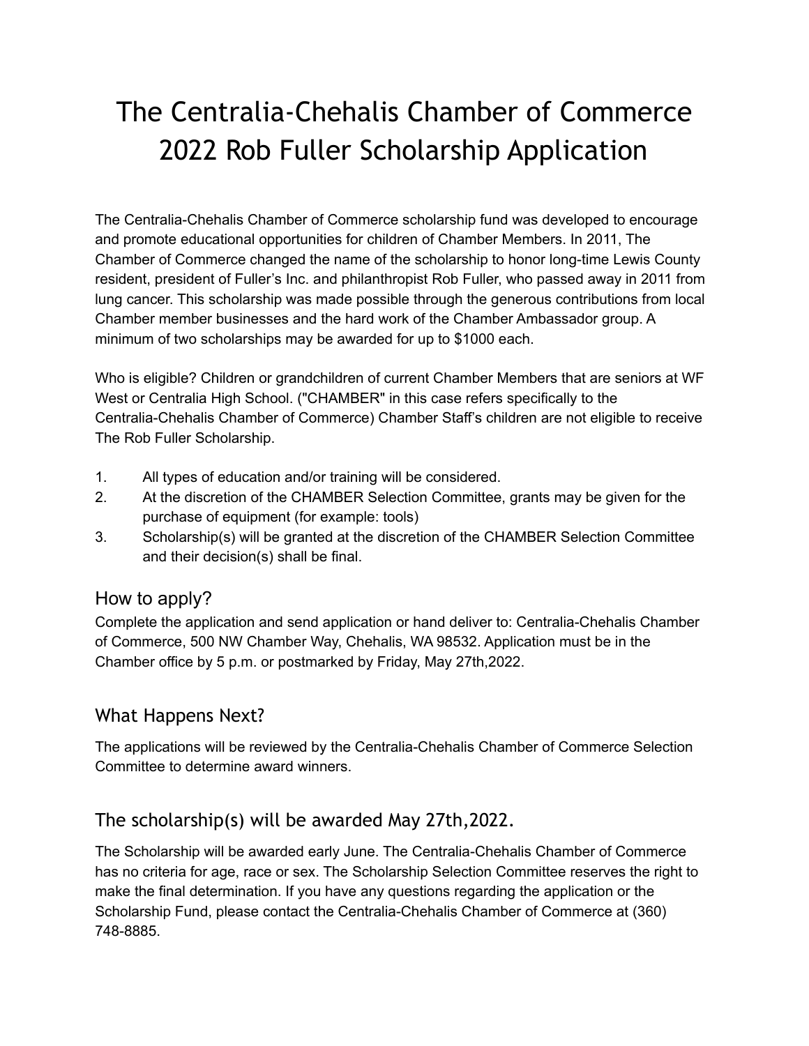# The Centralia-Chehalis Chamber of Commerce 2022 Rob Fuller Scholarship Application

The Centralia-Chehalis Chamber of Commerce scholarship fund was developed to encourage and promote educational opportunities for children of Chamber Members. In 2011, The Chamber of Commerce changed the name of the scholarship to honor long-time Lewis County resident, president of Fuller's Inc. and philanthropist Rob Fuller, who passed away in 2011 from lung cancer. This scholarship was made possible through the generous contributions from local Chamber member businesses and the hard work of the Chamber Ambassador group. A minimum of two scholarships may be awarded for up to $1000 each.

Who is eligible? Children or grandchildren of current Chamber Members that are seniors at WF West or Centralia High School. ("CHAMBER" in this case refers specifically to the Centralia-Chehalis Chamber of Commerce) Chamber Staff's children are not eligible to receive The Rob Fuller Scholarship.

1. All types of education and/or training will be considered.
2. At the discretion of the CHAMBER Selection Committee, grants may be given for the purchase of equipment (for example: tools)
3. Scholarship(s) will be granted at the discretion of the CHAMBER Selection Committee and their decision(s) shall be final.

## How to apply?

Complete the application and send application or hand deliver to: Centralia-Chehalis Chamber of Commerce, 500 NW Chamber Way, Chehalis, WA 98532. Application must be in the Chamber office by 5 p.m. or postmarked by Friday, May 27th,2022.

## What Happens Next?

The applications will be reviewed by the Centralia-Chehalis Chamber of Commerce Selection Committee to determine award winners.

## The scholarship(s) will be awarded May 27th,2022.

The Scholarship will be awarded early June. The Centralia-Chehalis Chamber of Commerce has no criteria for age, race or sex. The Scholarship Selection Committee reserves the right to make the final determination. If you have any questions regarding the application or the Scholarship Fund, please contact the Centralia-Chehalis Chamber of Commerce at (360) 748-8885.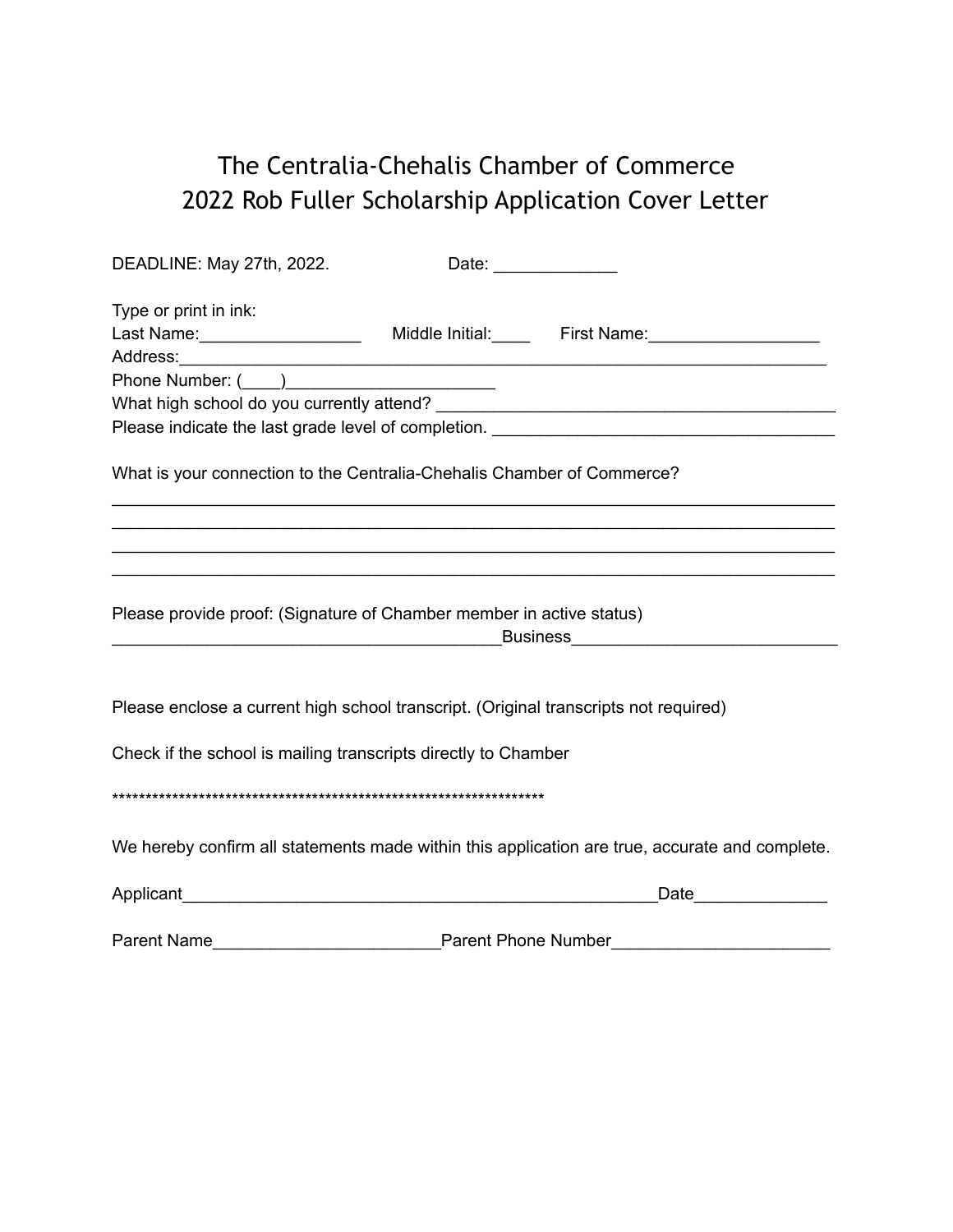# The Centralia-Chehalis Chamber of Commerce
# 2022 Rob Fuller Scholarship Application Cover Letter

DEADLINE: May 27th, 2022. Date: _____________

Type or print in ink:
Last Name:_________________ Middle Initial:____ First Name:__________________
Address:________________________________________________________________________
Phone Number: (____)______________________
What high school do you currently attend? ________________________________________
Please indicate the last grade level of completion. ___________________________________

What is your connection to the Centralia-Chehalis Chamber of Commerce?
_______________________________________________________________________________
_______________________________________________________________________________
_______________________________________________________________________________
_______________________________________________________________________________

Please provide proof: (Signature of Chamber member in active status)
_________________________________________Business____________________________

Please enclose a current high school transcript. (Original transcripts not required)

Check if the school is mailing transcripts directly to Chamber

*******************************************************************

We hereby confirm all statements made within this application are true, accurate and complete.

Applicant__________________________________________________Date______________

Parent Name________________________Parent Phone Number_______________________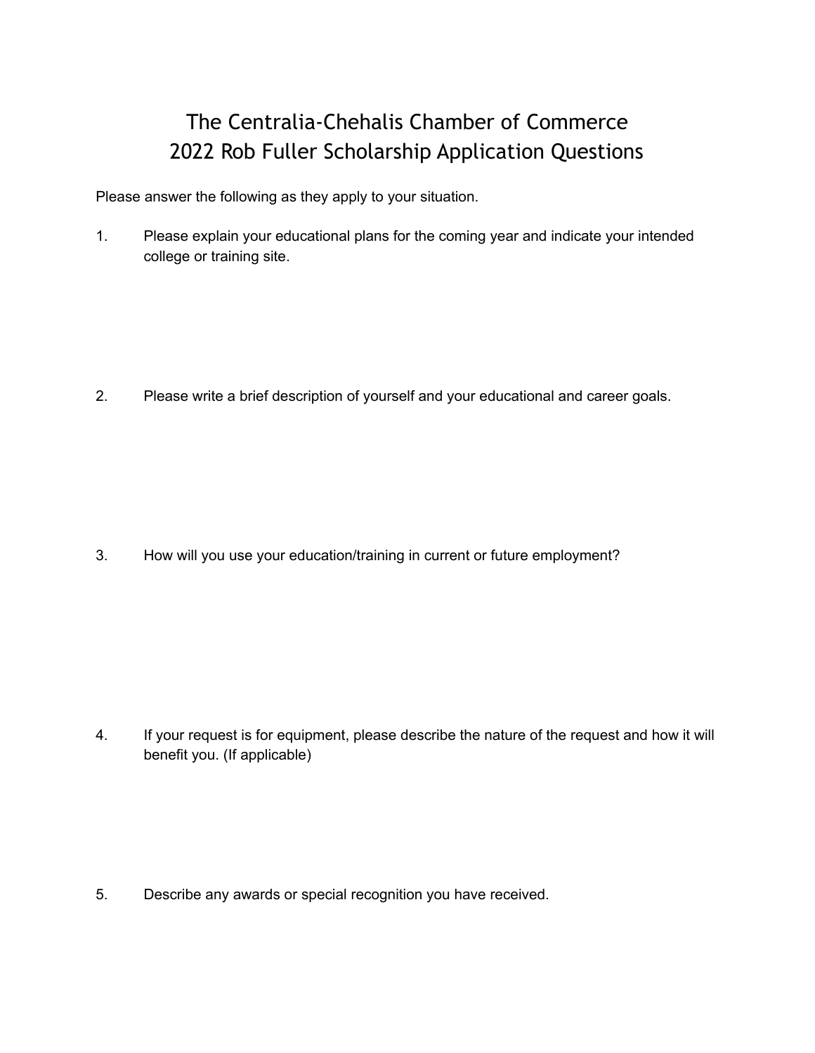# The Centralia-Chehalis Chamber of Commerce
# 2022 Rob Fuller Scholarship Application Questions

Please answer the following as they apply to your situation.

1. Please explain your educational plans for the coming year and indicate your intended college or training site.

2. Please write a brief description of yourself and your educational and career goals.

3. How will you use your education/training in current or future employment?

4. If your request is for equipment, please describe the nature of the request and how it will benefit you. (If applicable)

5. Describe any awards or special recognition you have received.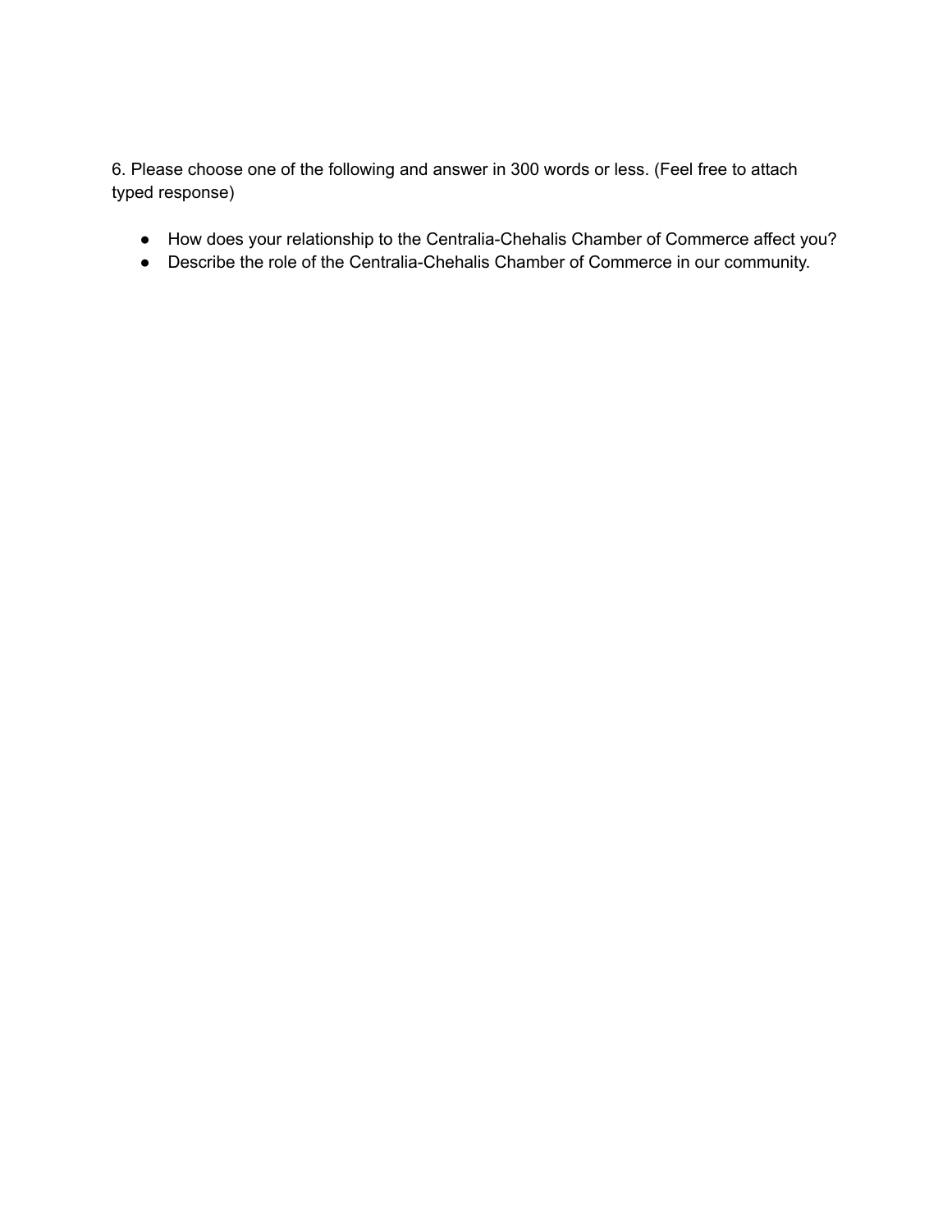6. Please choose one of the following and answer in 300 words or less. (Feel free to attach typed response)

- How does your relationship to the Centralia-Chehalis Chamber of Commerce affect you?
- Describe the role of the Centralia-Chehalis Chamber of Commerce in our community.